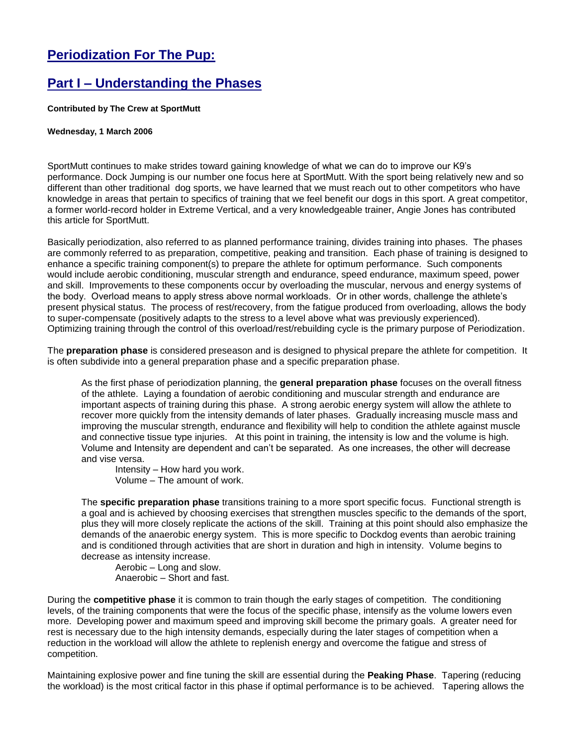# Periodization For The Pup:

## Part I – Understanding the Phases

**Contributed by The Crew at SportMutt**

**Wednesday, 1 March 2006**

SportMutt continues to make strides toward gaining knowledge of what we can do to improve our K9's performance. Dock Jumping is our number one focus here at SportMutt. With the sport being relatively new and so different than other traditional dog sports, we have learned that we must reach out to other competitors who have knowledge in areas that pertain to specifics of training that we feel benefit our dogs in this sport. A great competitor, a former world-record holder in Extreme Vertical, and a very knowledgeable trainer, Angie Jones has contributed this article for SportMutt.

Basically periodization, also referred to as planned performance training, divides training into phases. The phases are commonly referred to as preparation, competitive, peaking and transition. Each phase of training is designed to enhance a specific training component(s) to prepare the athlete for optimum performance. Such components would include aerobic conditioning, muscular strength and endurance, speed endurance, maximum speed, power and skill. Improvements to these components occur by overloading the muscular, nervous and energy systems of the body. Overload means to apply stress above normal workloads. Or in other words, challenge the athlete's present physical status. The process of rest/recovery, from the fatigue produced from overloading, allows the body to super-compensate (positively adapts to the stress to a level above what was previously experienced). Optimizing training through the control of this overload/rest/rebuilding cycle is the primary purpose of Periodization.

The **preparation phase** is considered preseason and is designed to physical prepare the athlete for competition. It is often subdivide into a general preparation phase and a specific preparation phase.

> As the first phase of periodization planning, the **general preparation phase** focuses on the overall fitness of the athlete. Laying a foundation of aerobic conditioning and muscular strength and endurance are important aspects of training during this phase. A strong aerobic energy system will allow the athlete to recover more quickly from the intensity demands of later phases. Gradually increasing muscle mass and improving the muscular strength, endurance and flexibility will help to condition the athlete against muscle and connective tissue type injuries. At this point in training, the intensity is low and the volume is high. Volume and Intensity are dependent and can't be separated. As one increases, the other will decrease and vise versa.
>
> Intensity – How hard you work.
> Volume – The amount of work.
>
> The **specific preparation phase** transitions training to a more sport specific focus. Functional strength is a goal and is achieved by choosing exercises that strengthen muscles specific to the demands of the sport, plus they will more closely replicate the actions of the skill. Training at this point should also emphasize the demands of the anaerobic energy system. This is more specific to Dockdog events than aerobic training and is conditioned through activities that are short in duration and high in intensity. Volume begins to decrease as intensity increase.
>
> Aerobic – Long and slow.
> Anaerobic – Short and fast.

During the **competitive phase** it is common to train though the early stages of competition. The conditioning levels, of the training components that were the focus of the specific phase, intensify as the volume lowers even more. Developing power and maximum speed and improving skill become the primary goals. A greater need for rest is necessary due to the high intensity demands, especially during the later stages of competition when a reduction in the workload will allow the athlete to replenish energy and overcome the fatigue and stress of competition.

Maintaining explosive power and fine tuning the skill are essential during the **Peaking Phase**. Tapering (reducing the workload) is the most critical factor in this phase if optimal performance is to be achieved. Tapering allows the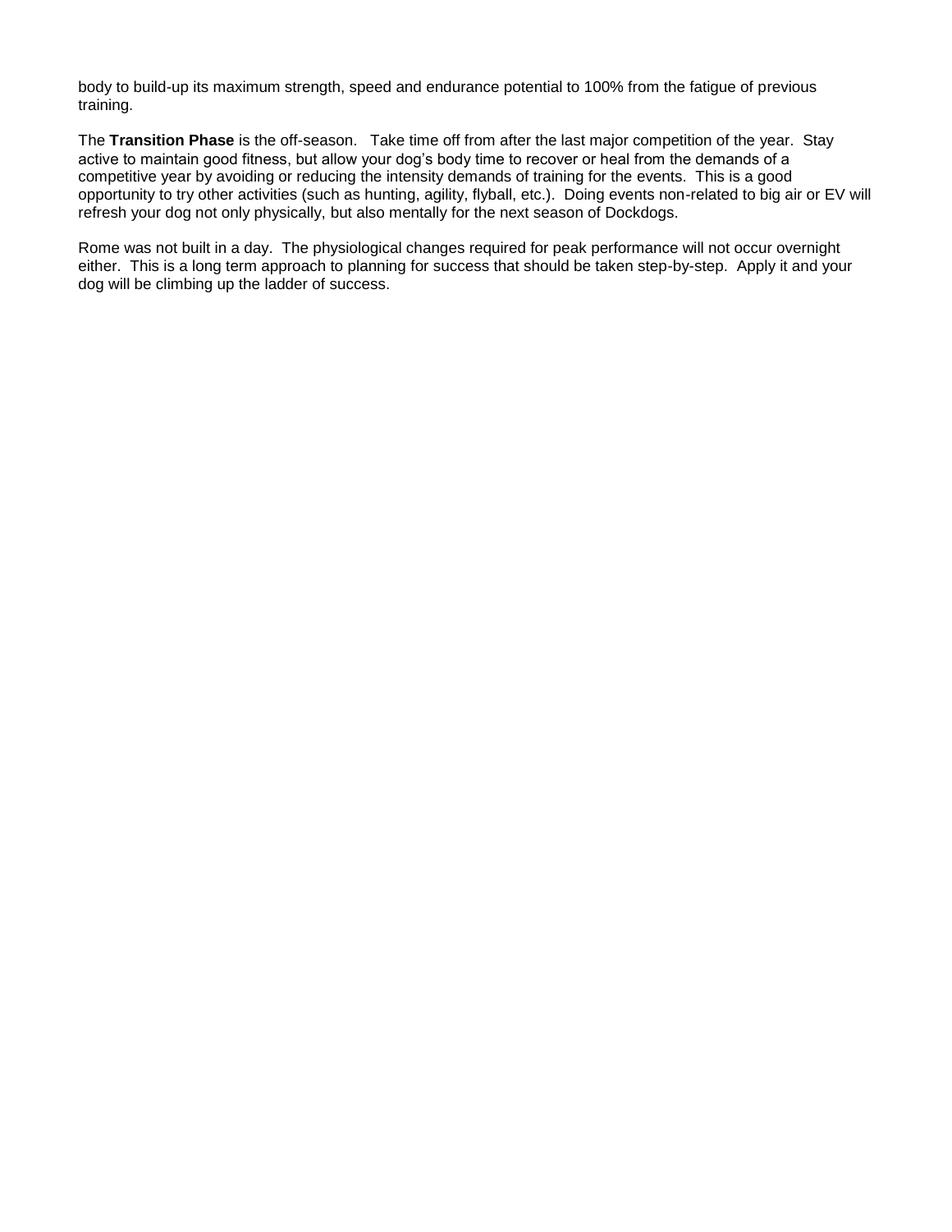body to build-up its maximum strength, speed and endurance potential to 100% from the fatigue of previous training.

The **Transition Phase** is the off-season. Take time off from after the last major competition of the year. Stay active to maintain good fitness, but allow your dog's body time to recover or heal from the demands of a competitive year by avoiding or reducing the intensity demands of training for the events. This is a good opportunity to try other activities (such as hunting, agility, flyball, etc.). Doing events non-related to big air or EV will refresh your dog not only physically, but also mentally for the next season of Dockdogs.

Rome was not built in a day. The physiological changes required for peak performance will not occur overnight either. This is a long term approach to planning for success that should be taken step-by-step. Apply it and your dog will be climbing up the ladder of success.